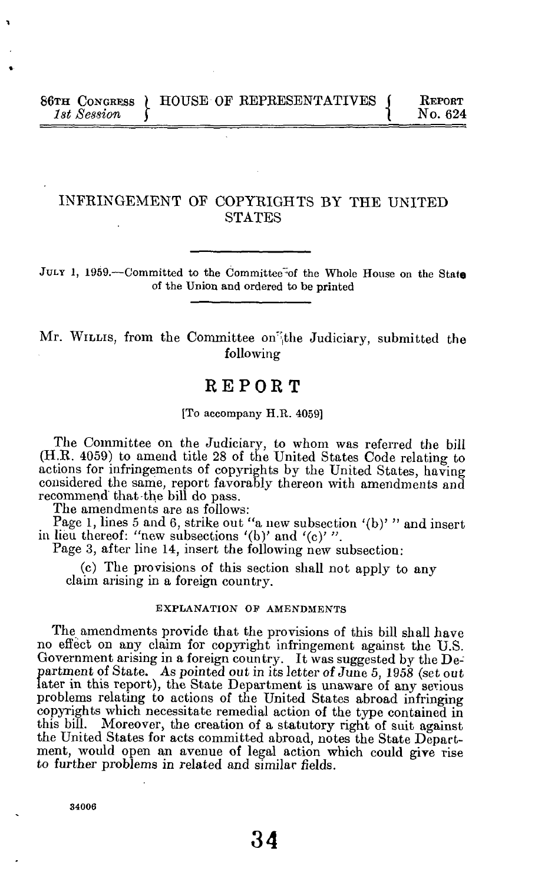86TH CONGRESS 1st Session | HOUSE OF REPRESENTATIVES | REPORT No. 624

# INFRINGEMENT OF COPYRIGHTS BY THE UNITED STATES

JULY 1, 1959.—Committed to the Committee of the Whole House on the State of the Union and ordered to be printed

Mr. WILLIS, from the Committee on the Judiciary, submitted the following

## REPORT

[To accompany H.R. 4059]

The Committee on the Judiciary, to whom was referred the bill (H.R. 4059) to amend title 28 of the United States Code relating to actions for infringements of copyrights by the United States, having considered the same, report favorably thereon with amendments and recommend that the bill do pass.

The amendments are as follows:

Page 1, lines 5 and 6, strike out "a new subsection '(b)' " and insert in lieu thereof: "new subsections '(b)' and '(c)' ".

Page 3, after line 14, insert the following new subsection:

> (c) The provisions of this section shall not apply to any claim arising in a foreign country.

### EXPLANATION OF AMENDMENTS

The amendments provide that the provisions of this bill shall have no effect on any claim for copyright infringement against the U.S. Government arising in a foreign country. It was suggested by the Department of State. As pointed out in its letter of June 5, 1958 (set out later in this report), the State Department is unaware of any serious problems relating to actions of the United States abroad infringing copyrights which necessitate remedial action of the type contained in this bill. Moreover, the creation of a statutory right of suit against the United States for acts committed abroad, notes the State Department, would open an avenue of legal action which could give rise to further problems in related and similar fields.

34006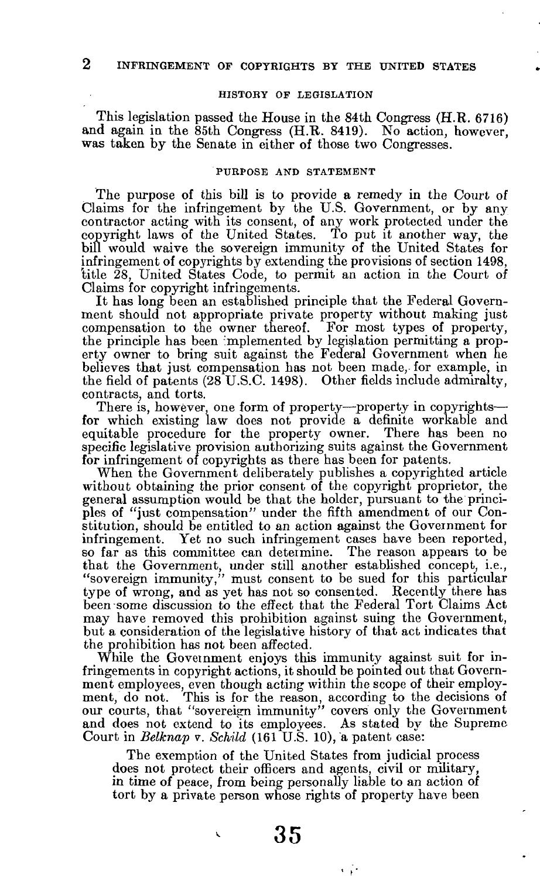## HISTORY OF LEGISLATION

This legislation passed the House in the 84th Congress (H.R. 6716) and again in the 85th Congress (H.R. 8419). No action, however, was taken by the Senate in either of those two Congresses.

## PURPOSE AND STATEMENT

The purpose of this bill is to provide a remedy in the Court of Claims for the infringement by the U.S. Government, or by any contractor acting with its consent, of any work protected under the copyright laws of the United States. To put it another way, the bill would waive the sovereign immunity of the United States for infringement of copyrights by extending the provisions of section 1498, title 28, United States Code, to permit an action in the Court of Claims for copyright infringements.

It has long been an established principle that the Federal Government should not appropriate private property without making just compensation to the owner thereof. For most types of property, the principle has been implemented by legislation permitting a property owner to bring suit against the Federal Government when he believes that just compensation has not been made, for example, in the field of patents (28 U.S.C. 1498). Other fields include admiralty, contracts, and torts.

There is, however, one form of property—property in copyrights—for which existing law does not provide a definite workable and equitable procedure for the property owner. There has been no specific legislative provision authorizing suits against the Government for infringement of copyrights as there has been for patents.

When the Government deliberately publishes a copyrighted article without obtaining the prior consent of the copyright proprietor, the general assumption would be that the holder, pursuant to the principles of "just compensation" under the fifth amendment of our Constitution, should be entitled to an action against the Government for infringement. Yet no such infringement cases have been reported, so far as this committee can determine. The reason appears to be that the Government, under still another established concept, i.e., "sovereign immunity," must consent to be sued for this particular type of wrong, and as yet has not so consented. Recently there has been some discussion to the effect that the Federal Tort Claims Act may have removed this prohibition against suing the Government, but a consideration of the legislative history of that act indicates that the prohibition has not been affected.

While the Government enjoys this immunity against suit for infringements in copyright actions, it should be pointed out that Government employees, even though acting within the scope of their employment, do not. This is for the reason, according to the decisions of our courts, that "sovereign immunity" covers only the Government and does not extend to its employees. As stated by the Supreme Court in *Belknap* v. *Schild* (161 U.S. 10), a patent case:

> The exemption of the United States from judicial process does not protect their officers and agents, civil or military, in time of peace, from being personally liable to an action of tort by a private person whose rights of property have been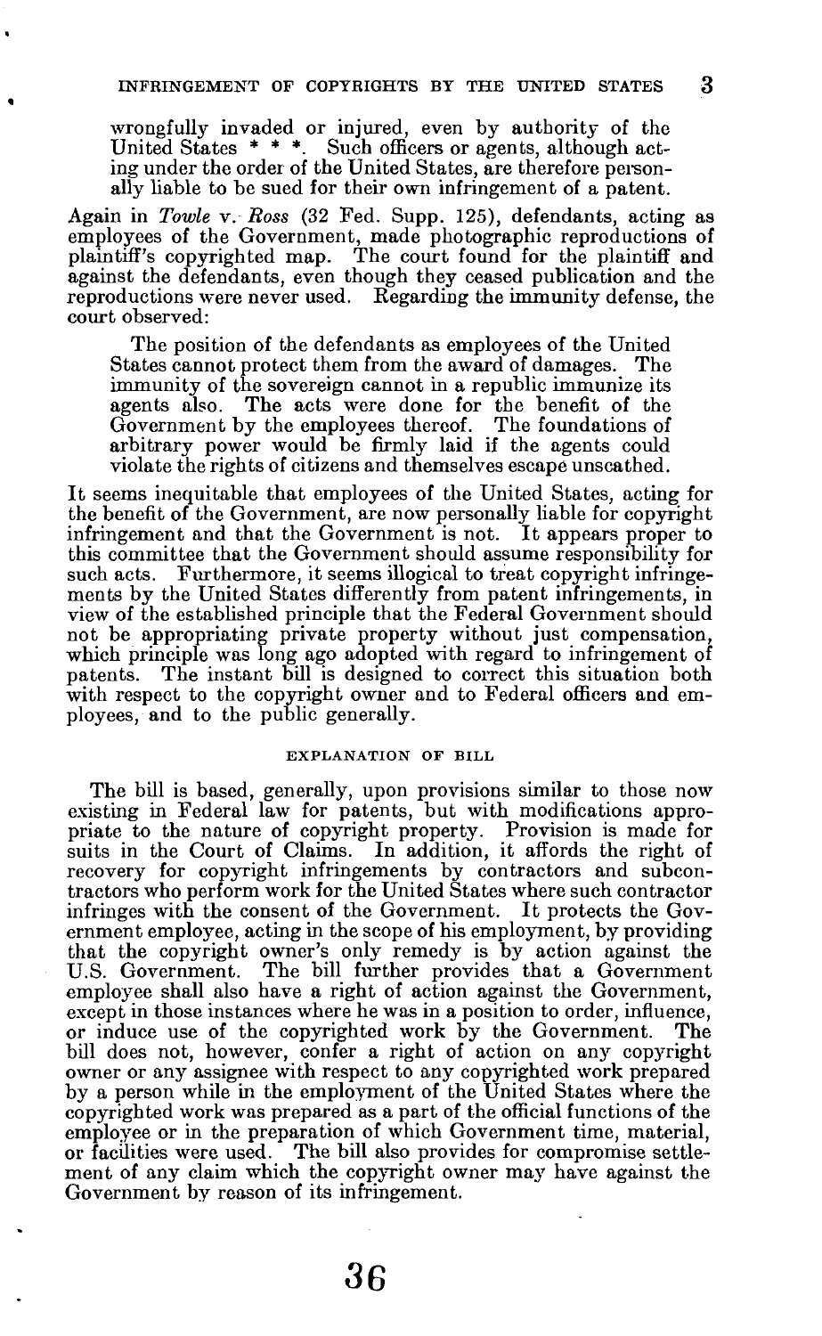> wrongfully invaded or injured, even by authority of the United States * * *. Such officers or agents, although acting under the order of the United States, are therefore personally liable to be sued for their own infringement of a patent.

Again in *Towle* v. *Ross* (32 Fed. Supp. 125), defendants, acting as employees of the Government, made photographic reproductions of plaintiff's copyrighted map. The court found for the plaintiff and against the defendants, even though they ceased publication and the reproductions were never used. Regarding the immunity defense, the court observed:

> The position of the defendants as employees of the United States cannot protect them from the award of damages. The immunity of the sovereign cannot in a republic immunize its agents also. The acts were done for the benefit of the Government by the employees thereof. The foundations of arbitrary power would be firmly laid if the agents could violate the rights of citizens and themselves escape unscathed.

It seems inequitable that employees of the United States, acting for the benefit of the Government, are now personally liable for copyright infringement and that the Government is not. It appears proper to this committee that the Government should assume responsibility for such acts. Furthermore, it seems illogical to treat copyright infringements by the United States differently from patent infringements, in view of the established principle that the Federal Government should not be appropriating private property without just compensation, which principle was long ago adopted with regard to infringement of patents. The instant bill is designed to correct this situation both with respect to the copyright owner and to Federal officers and employees, and to the public generally.

## EXPLANATION OF BILL

The bill is based, generally, upon provisions similar to those now existing in Federal law for patents, but with modifications appropriate to the nature of copyright property. Provision is made for suits in the Court of Claims. In addition, it affords the right of recovery for copyright infringements by contractors and subcontractors who perform work for the United States where such contractor infringes with the consent of the Government. It protects the Government employee, acting in the scope of his employment, by providing that the copyright owner's only remedy is by action against the U.S. Government. The bill further provides that a Government employee shall also have a right of action against the Government, except in those instances where he was in a position to order, influence, or induce use of the copyrighted work by the Government. The bill does not, however, confer a right of action on any copyright owner or any assignee with respect to any copyrighted work prepared by a person while in the employment of the United States where the copyrighted work was prepared as a part of the official functions of the employee or in the preparation of which Government time, material, or facilities were used. The bill also provides for compromise settlement of any claim which the copyright owner may have against the Government by reason of its infringement.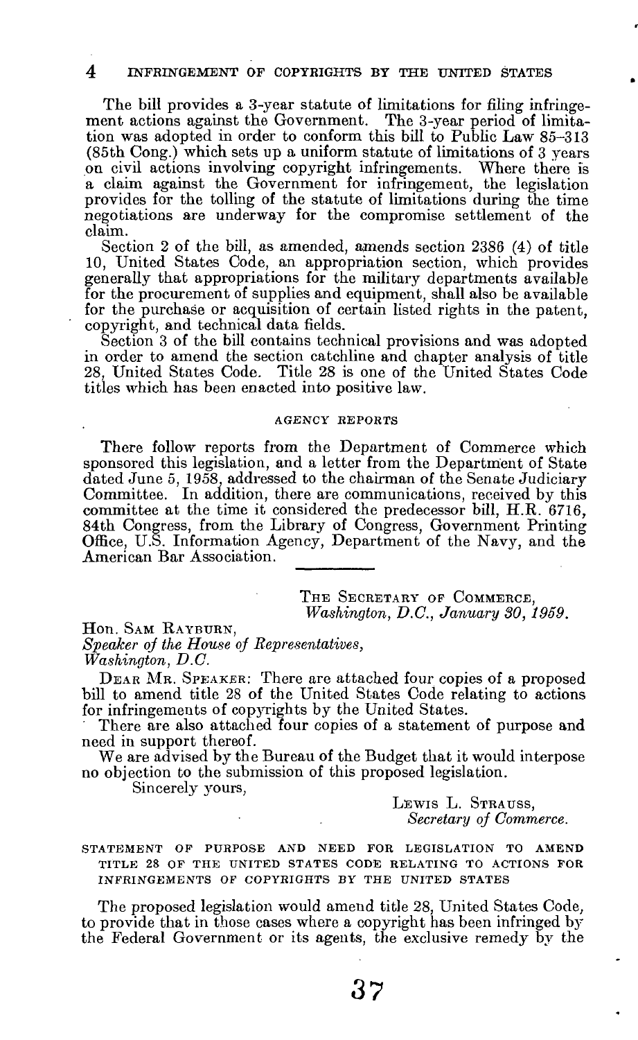The bill provides a 3-year statute of limitations for filing infringement actions against the Government. The 3-year period of limitation was adopted in order to conform this bill to Public Law 85–313 (85th Cong.) which sets up a uniform statute of limitations of 3 years on civil actions involving copyright infringements. Where there is a claim against the Government for infringement, the legislation provides for the tolling of the statute of limitations during the time negotiations are underway for the compromise settlement of the claim.

Section 2 of the bill, as amended, amends section 2386 (4) of title 10, United States Code, an appropriation section, which provides generally that appropriations for the military departments available for the procurement of supplies and equipment, shall also be available for the purchase or acquisition of certain listed rights in the patent, copyright, and technical data fields.

Section 3 of the bill contains technical provisions and was adopted in order to amend the section catchline and chapter analysis of title 28, United States Code. Title 28 is one of the United States Code titles which has been enacted into positive law.

## AGENCY REPORTS

There follow reports from the Department of Commerce which sponsored this legislation, and a letter from the Department of State dated June 5, 1958, addressed to the chairman of the Senate Judiciary Committee. In addition, there are communications, received by this committee at the time it considered the predecessor bill, H.R. 6716, 84th Congress, from the Library of Congress, Government Printing Office, U.S. Information Agency, Department of the Navy, and the American Bar Association.

---

THE SECRETARY OF COMMERCE,
*Washington, D.C., January 30, 1959.*

Hon. SAM RAYBURN,
*Speaker of the House of Representatives,*
*Washington, D.C.*

DEAR MR. SPEAKER: There are attached four copies of a proposed bill to amend title 28 of the United States Code relating to actions for infringements of copyrights by the United States.

There are also attached four copies of a statement of purpose and need in support thereof.

We are advised by the Bureau of the Budget that it would interpose no objection to the submission of this proposed legislation.

Sincerely yours,

LEWIS L. STRAUSS,
*Secretary of Commerce.*

STATEMENT OF PURPOSE AND NEED FOR LEGISLATION TO AMEND TITLE 28 OF THE UNITED STATES CODE RELATING TO ACTIONS FOR INFRINGEMENTS OF COPYRIGHTS BY THE UNITED STATES

The proposed legislation would amend title 28, United States Code, to provide that in those cases where a copyright has been infringed by the Federal Government or its agents, the exclusive remedy by the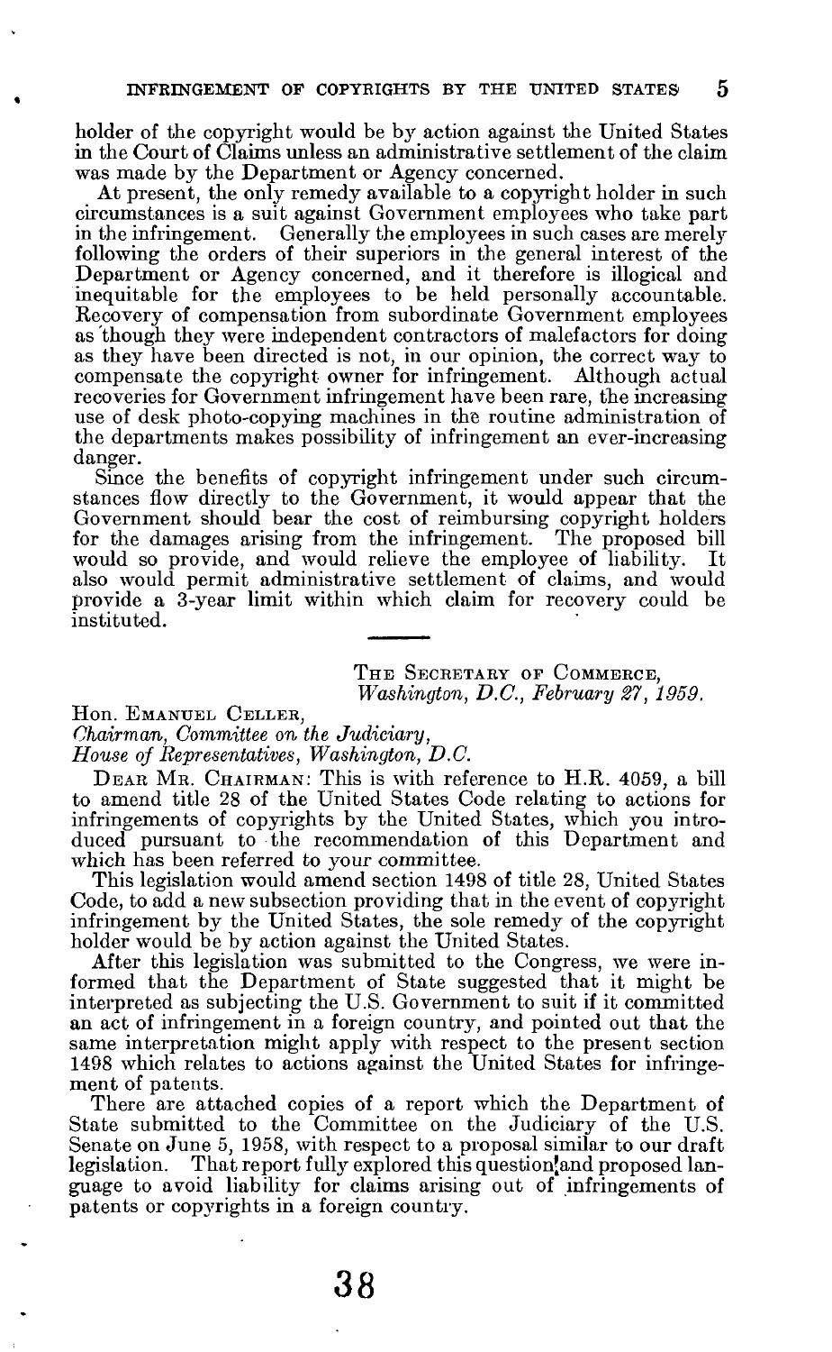holder of the copyright would be by action against the United States in the Court of Claims unless an administrative settlement of the claim was made by the Department or Agency concerned.

At present, the only remedy available to a copyright holder in such circumstances is a suit against Government employees who take part in the infringement. Generally the employees in such cases are merely following the orders of their superiors in the general interest of the Department or Agency concerned, and it therefore is illogical and inequitable for the employees to be held personally accountable. Recovery of compensation from subordinate Government employees as though they were independent contractors of malefactors for doing as they have been directed is not, in our opinion, the correct way to compensate the copyright owner for infringement. Although actual recoveries for Government infringement have been rare, the increasing use of desk photo-copying machines in the routine administration of the departments makes possibility of infringement an ever-increasing danger.

Since the benefits of copyright infringement under such circumstances flow directly to the Government, it would appear that the Government should bear the cost of reimbursing copyright holders for the damages arising from the infringement. The proposed bill would so provide, and would relieve the employee of liability. It also would permit administrative settlement of claims, and would provide a 3-year limit within which claim for recovery could be instituted.

---

THE SECRETARY OF COMMERCE,
*Washington, D.C., February 27, 1959.*

Hon. EMANUEL CELLER,
*Chairman, Committee on the Judiciary,*
*House of Representatives, Washington, D.C.*

DEAR MR. CHAIRMAN: This is with reference to H.R. 4059, a bill to amend title 28 of the United States Code relating to actions for infringements of copyrights by the United States, which you introduced pursuant to the recommendation of this Department and which has been referred to your committee.

This legislation would amend section 1498 of title 28, United States Code, to add a new subsection providing that in the event of copyright infringement by the United States, the sole remedy of the copyright holder would be by action against the United States.

After this legislation was submitted to the Congress, we were informed that the Department of State suggested that it might be interpreted as subjecting the U.S. Government to suit if it committed an act of infringement in a foreign country, and pointed out that the same interpretation might apply with respect to the present section 1498 which relates to actions against the United States for infringement of patents.

There are attached copies of a report which the Department of State submitted to the Committee on the Judiciary of the U.S. Senate on June 5, 1958, with respect to a proposal similar to our draft legislation. That report fully explored this question and proposed language to avoid liability for claims arising out of infringements of patents or copyrights in a foreign country.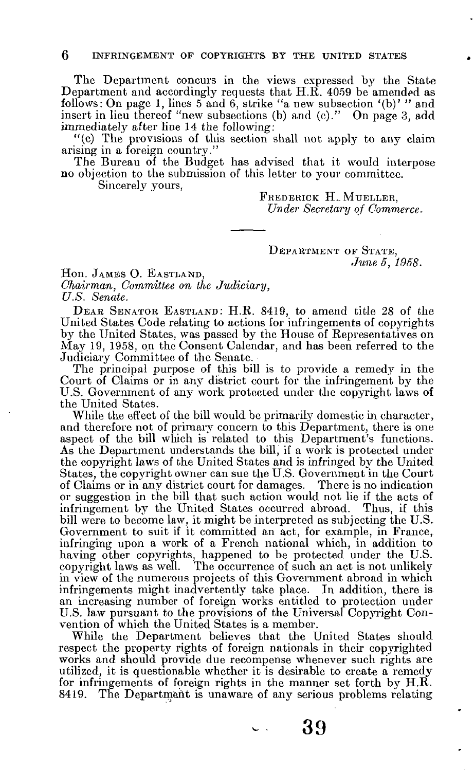The Department concurs in the views expressed by the State Department and accordingly requests that H.R. 4059 be amended as follows: On page 1, lines 5 and 6, strike "a new subsection '(b)' " and insert in lieu thereof "new subsections (b) and (c)." On page 3, add immediately after line 14 the following:

"(c) The provisions of this section shall not apply to any claim arising in a foreign country."

The Bureau of the Budget has advised that it would interpose no objection to the submission of this letter to your committee.

Sincerely yours,

FREDERICK H. MUELLER,
*Under Secretary of Commerce.*

---

DEPARTMENT OF STATE,
*June 5, 1958.*

Hon. JAMES O. EASTLAND,
*Chairman, Committee on the Judiciary,*
*U.S. Senate.*

DEAR SENATOR EASTLAND: H.R. 8419, to amend title 28 of the United States Code relating to actions for infringements of copyrights by the United States, was passed by the House of Representatives on May 19, 1958, on the Consent Calendar, and has been referred to the Judiciary Committee of the Senate.

The principal purpose of this bill is to provide a remedy in the Court of Claims or in any district court for the infringement by the U.S. Government of any work protected under the copyright laws of the United States.

While the effect of the bill would be primarily domestic in character, and therefore not of primary concern to this Department, there is one aspect of the bill which is related to this Department's functions. As the Department understands the bill, if a work is protected under the copyright laws of the United States and is infringed by the United States, the copyright owner can sue the U.S. Government in the Court of Claims or in any district court for damages. There is no indication or suggestion in the bill that such action would not lie if the acts of infringement by the United States occurred abroad. Thus, if this bill were to become law, it might be interpreted as subjecting the U.S. Government to suit if it committed an act, for example, in France, infringing upon a work of a French national which, in addition to having other copyrights, happened to be protected under the U.S. copyright laws as well. The occurrence of such an act is not unlikely in view of the numerous projects of this Government abroad in which infringements might inadvertently take place. In addition, there is an increasing number of foreign works entitled to protection under U.S. law pursuant to the provisions of the Universal Copyright Convention of which the United States is a member.

While the Department believes that the United States should respect the property rights of foreign nationals in their copyrighted works and should provide due recompense whenever such rights are utilized, it is questionable whether it is desirable to create a remedy for infringements of foreign rights in the manner set forth by H.R. 8419. The Department is unaware of any serious problems relating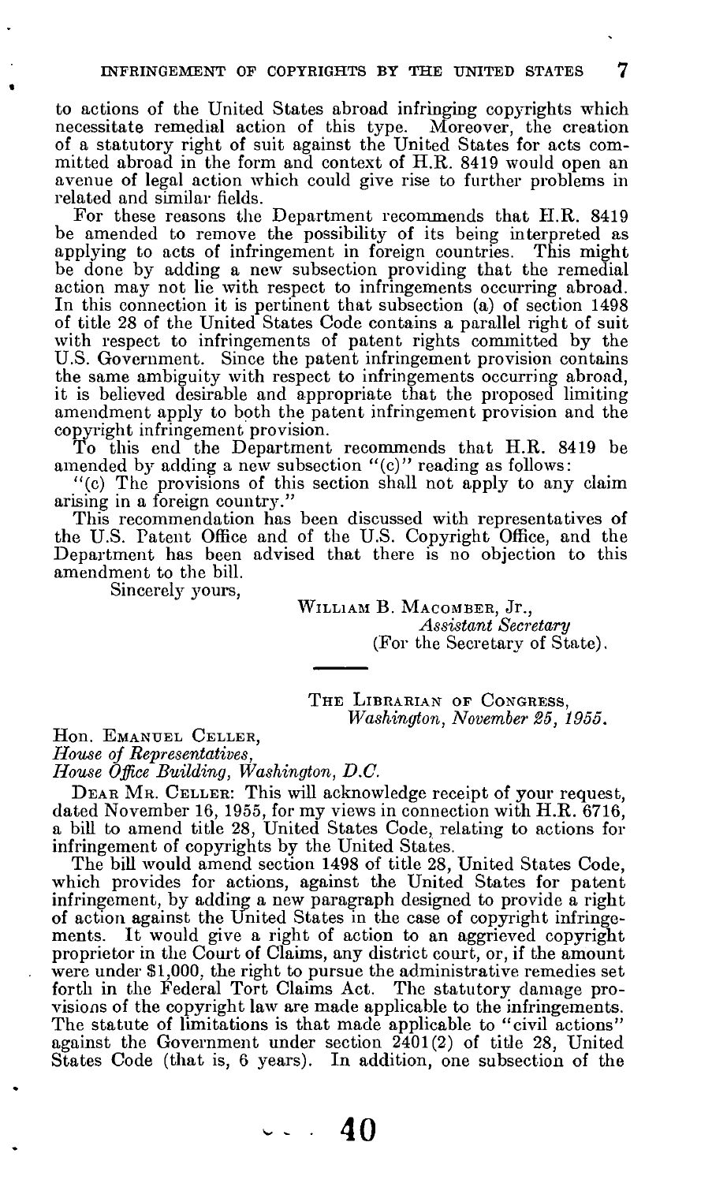to actions of the United States abroad infringing copyrights which necessitate remedial action of this type. Moreover, the creation of a statutory right of suit against the United States for acts committed abroad in the form and context of H.R. 8419 would open an avenue of legal action which could give rise to further problems in related and similar fields.

For these reasons the Department recommends that H.R. 8419 be amended to remove the possibility of its being interpreted as applying to acts of infringement in foreign countries. This might be done by adding a new subsection providing that the remedial action may not lie with respect to infringements occurring abroad. In this connection it is pertinent that subsection (a) of section 1498 of title 28 of the United States Code contains a parallel right of suit with respect to infringements of patent rights committed by the U.S. Government. Since the patent infringement provision contains the same ambiguity with respect to infringements occurring abroad, it is believed desirable and appropriate that the proposed limiting amendment apply to both the patent infringement provision and the copyright infringement provision.

To this end the Department recommends that H.R. 8419 be amended by adding a new subsection "(c)" reading as follows:

"(c) The provisions of this section shall not apply to any claim arising in a foreign country."

This recommendation has been discussed with representatives of the U.S. Patent Office and of the U.S. Copyright Office, and the Department has been advised that there is no objection to this amendment to the bill.

Sincerely yours,

William B. Macomber, Jr.,
*Assistant Secretary*
(For the Secretary of State).

---

The Librarian of Congress,
*Washington, November 25, 1955.*

Hon. Emanuel Celler,
*House of Representatives,*
*House Office Building, Washington, D.C.*

Dear Mr. Celler: This will acknowledge receipt of your request, dated November 16, 1955, for my views in connection with H.R. 6716, a bill to amend title 28, United States Code, relating to actions for infringement of copyrights by the United States.

The bill would amend section 1498 of title 28, United States Code, which provides for actions, against the United States for patent infringement, by adding a new paragraph designed to provide a right of action against the United States in the case of copyright infringements. It would give a right of action to an aggrieved copyright proprietor in the Court of Claims, any district court, or, if the amount were under $1,000, the right to pursue the administrative remedies set forth in the Federal Tort Claims Act. The statutory damage provisions of the copyright law are made applicable to the infringements. The statute of limitations is that made applicable to "civil actions" against the Government under section 2401(2) of title 28, United States Code (that is, 6 years). In addition, one subsection of the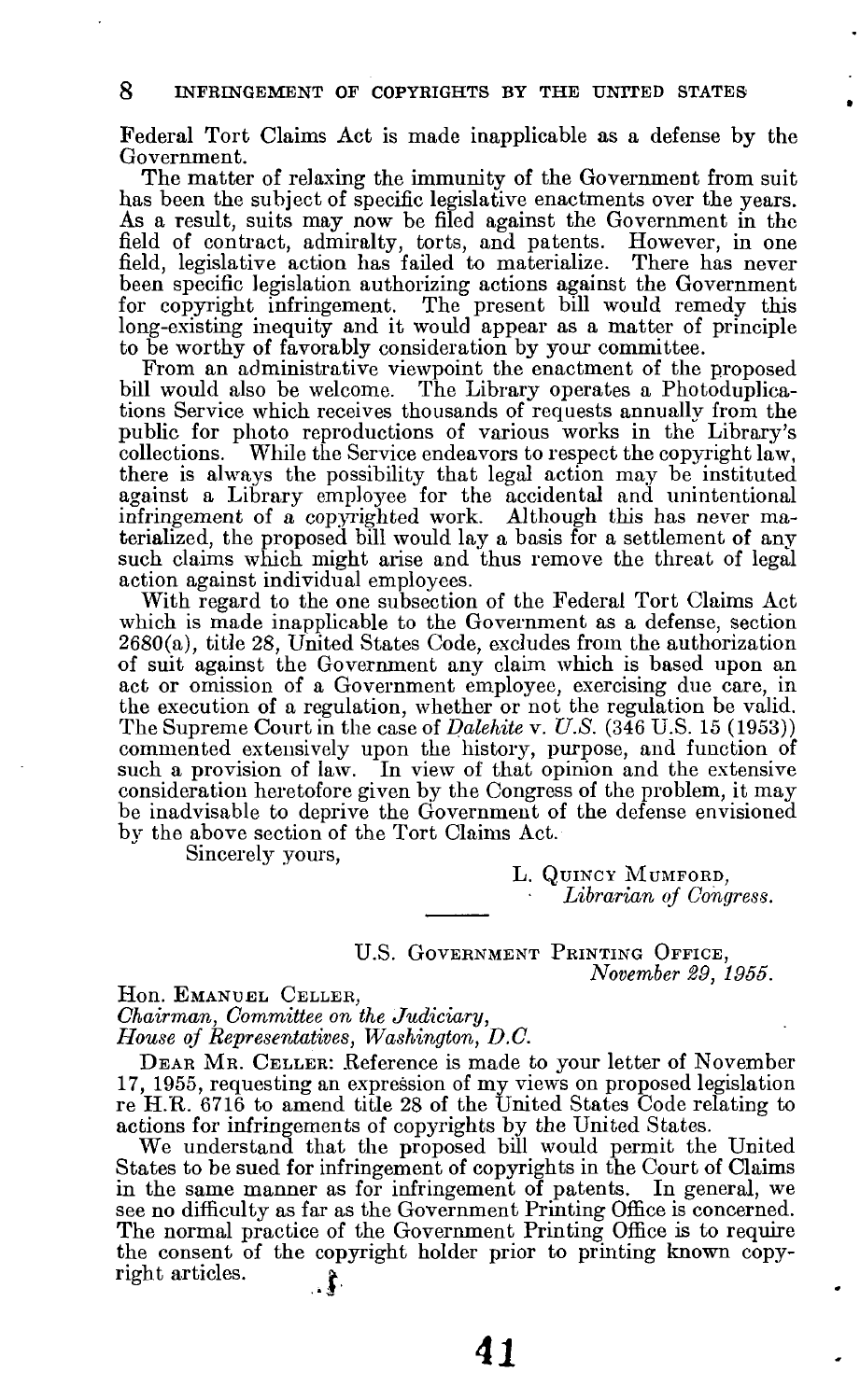Federal Tort Claims Act is made inapplicable as a defense by the Government.

The matter of relaxing the immunity of the Government from suit has been the subject of specific legislative enactments over the years. As a result, suits may now be filed against the Government in the field of contract, admiralty, torts, and patents. However, in one field, legislative action has failed to materialize. There has never been specific legislation authorizing actions against the Government for copyright infringement. The present bill would remedy this long-existing inequity and it would appear as a matter of principle to be worthy of favorably consideration by your committee.

From an administrative viewpoint the enactment of the proposed bill would also be welcome. The Library operates a Photoduplications Service which receives thousands of requests annually from the public for photo reproductions of various works in the Library's collections. While the Service endeavors to respect the copyright law, there is always the possibility that legal action may be instituted against a Library employee for the accidental and unintentional infringement of a copyrighted work. Although this has never materialized, the proposed bill would lay a basis for a settlement of any such claims which might arise and thus remove the threat of legal action against individual employees.

With regard to the one subsection of the Federal Tort Claims Act which is made inapplicable to the Government as a defense, section 2680(a), title 28, United States Code, excludes from the authorization of suit against the Government any claim which is based upon an act or omission of a Government employee, exercising due care, in the execution of a regulation, whether or not the regulation be valid. The Supreme Court in the case of *Dalehite* v. *U.S.* (346 U.S. 15 (1953)) commented extensively upon the history, purpose, and function of such a provision of law. In view of that opinion and the extensive consideration heretofore given by the Congress of the problem, it may be inadvisable to deprive the Government of the defense envisioned by the above section of the Tort Claims Act.

Sincerely yours,

L. Quincy Mumford,
*Librarian of Congress.*

---

U.S. Government Printing Office,
*November 29, 1955.*

Hon. Emanuel Celler,
*Chairman, Committee on the Judiciary,*
*House of Representatives, Washington, D.C.*

Dear Mr. Celler: Reference is made to your letter of November 17, 1955, requesting an expression of my views on proposed legislation re H.R. 6716 to amend title 28 of the United States Code relating to actions for infringements of copyrights by the United States.

We understand that the proposed bill would permit the United States to be sued for infringement of copyrights in the Court of Claims in the same manner as for infringement of patents. In general, we see no difficulty as far as the Government Printing Office is concerned. The normal practice of the Government Printing Office is to require the consent of the copyright holder prior to printing known copyright articles.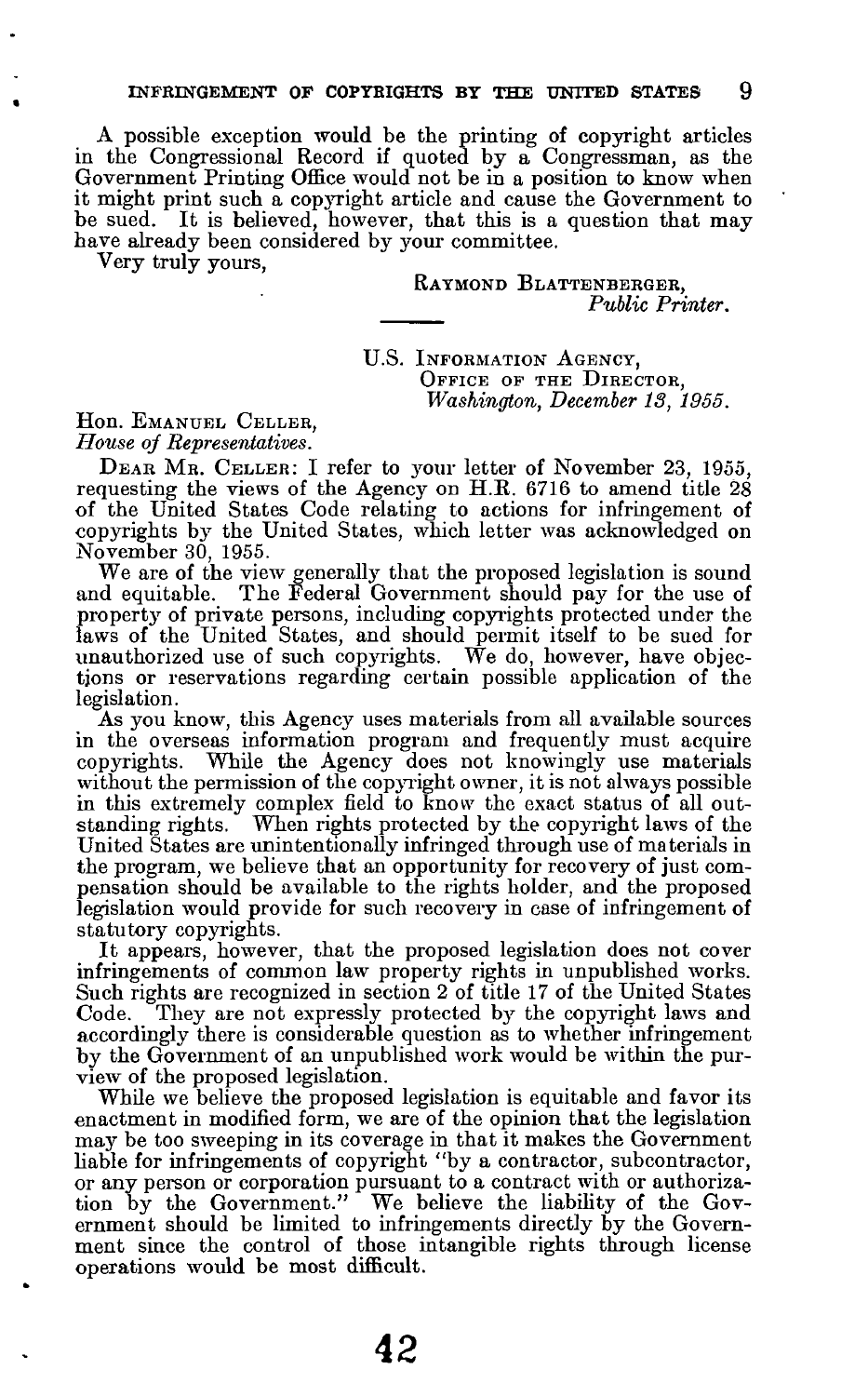A possible exception would be the printing of copyright articles in the Congressional Record if quoted by a Congressman, as the Government Printing Office would not be in a position to know when it might print such a copyright article and cause the Government to be sued. It is believed, however, that this is a question that may have already been considered by your committee.

Very truly yours,

RAYMOND BLATTENBERGER,
*Public Printer.*

---

U.S. INFORMATION AGENCY,
OFFICE OF THE DIRECTOR,
*Washington, December 13, 1955.*

Hon. EMANUEL CELLER,
*House of Representatives.*

DEAR MR. CELLER: I refer to your letter of November 23, 1955, requesting the views of the Agency on H.R. 6716 to amend title 28 of the United States Code relating to actions for infringement of copyrights by the United States, which letter was acknowledged on November 30, 1955.

We are of the view generally that the proposed legislation is sound and equitable. The Federal Government should pay for the use of property of private persons, including copyrights protected under the laws of the United States, and should permit itself to be sued for unauthorized use of such copyrights. We do, however, have objections or reservations regarding certain possible application of the legislation.

As you know, this Agency uses materials from all available sources in the overseas information program and frequently must acquire copyrights. While the Agency does not knowingly use materials without the permission of the copyright owner, it is not always possible in this extremely complex field to know the exact status of all outstanding rights. When rights protected by the copyright laws of the United States are unintentionally infringed through use of materials in the program, we believe that an opportunity for recovery of just compensation should be available to the rights holder, and the proposed legislation would provide for such recovery in case of infringement of statutory copyrights.

It appears, however, that the proposed legislation does not cover infringements of common law property rights in unpublished works. Such rights are recognized in section 2 of title 17 of the United States Code. They are not expressly protected by the copyright laws and accordingly there is considerable question as to whether infringement by the Government of an unpublished work would be within the purview of the proposed legislation.

While we believe the proposed legislation is equitable and favor its enactment in modified form, we are of the opinion that the legislation may be too sweeping in its coverage in that it makes the Government liable for infringements of copyright "by a contractor, subcontractor, or any person or corporation pursuant to a contract with or authorization by the Government." We believe the liability of the Government should be limited to infringements directly by the Government since the control of those intangible rights through license operations would be most difficult.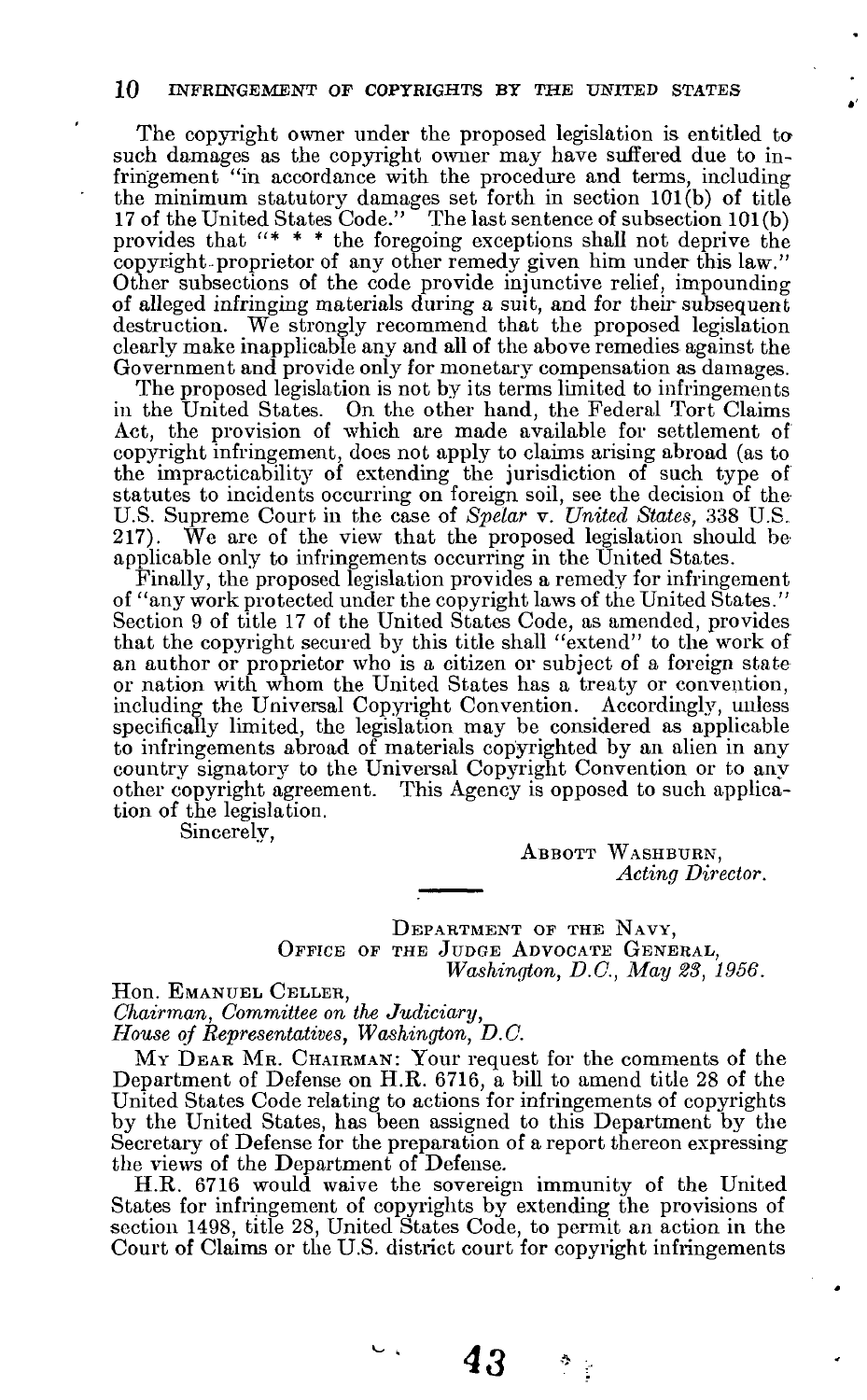The copyright owner under the proposed legislation is entitled to such damages as the copyright owner may have suffered due to infringement "in accordance with the procedure and terms, including the minimum statutory damages set forth in section 101(b) of title 17 of the United States Code." The last sentence of subsection 101(b) provides that "* * * the foregoing exceptions shall not deprive the copyright proprietor of any other remedy given him under this law." Other subsections of the code provide injunctive relief, impounding of alleged infringing materials during a suit, and for their subsequent destruction. We strongly recommend that the proposed legislation clearly make inapplicable any and all of the above remedies against the Government and provide only for monetary compensation as damages.

The proposed legislation is not by its terms limited to infringements in the United States. On the other hand, the Federal Tort Claims Act, the provision of which are made available for settlement of copyright infringement, does not apply to claims arising abroad (as to the impracticability of extending the jurisdiction of such type of statutes to incidents occurring on foreign soil, see the decision of the U.S. Supreme Court in the case of *Spelar* v. *United States*, 338 U.S. 217). We are of the view that the proposed legislation should be applicable only to infringements occurring in the United States.

Finally, the proposed legislation provides a remedy for infringement of "any work protected under the copyright laws of the United States." Section 9 of title 17 of the United States Code, as amended, provides that the copyright secured by this title shall "extend" to the work of an author or proprietor who is a citizen or subject of a foreign state or nation with whom the United States has a treaty or convention, including the Universal Copyright Convention. Accordingly, unless specifically limited, the legislation may be considered as applicable to infringements abroad of materials copyrighted by an alien in any country signatory to the Universal Copyright Convention or to any other copyright agreement. This Agency is opposed to such application of the legislation.

Sincerely,

ABBOTT WASHBURN,
*Acting Director.*

---

DEPARTMENT OF THE NAVY,
OFFICE OF THE JUDGE ADVOCATE GENERAL,
*Washington, D.C., May 23, 1956.*

Hon. EMANUEL CELLER,
*Chairman, Committee on the Judiciary,*
*House of Representatives, Washington, D.C.*

MY DEAR MR. CHAIRMAN: Your request for the comments of the Department of Defense on H.R. 6716, a bill to amend title 28 of the United States Code relating to actions for infringements of copyrights by the United States, has been assigned to this Department by the Secretary of Defense for the preparation of a report thereon expressing the views of the Department of Defense.

H.R. 6716 would waive the sovereign immunity of the United States for infringement of copyrights by extending the provisions of section 1498, title 28, United States Code, to permit an action in the Court of Claims or the U.S. district court for copyright infringements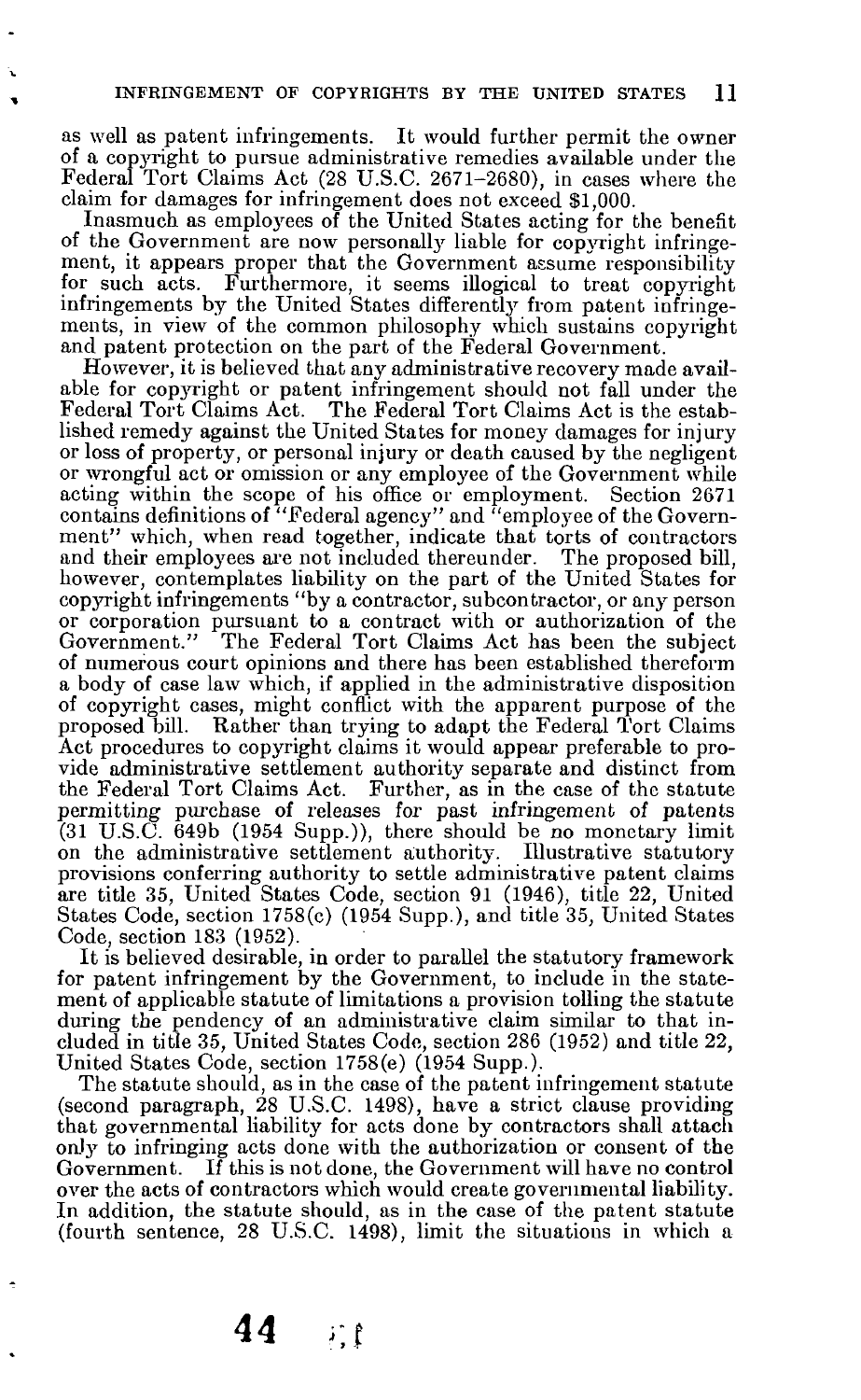as well as patent infringements. It would further permit the owner of a copyright to pursue administrative remedies available under the Federal Tort Claims Act (28 U.S.C. 2671–2680), in cases where the claim for damages for infringement does not exceed $1,000.

Inasmuch as employees of the United States acting for the benefit of the Government are now personally liable for copyright infringement, it appears proper that the Government assume responsibility for such acts. Furthermore, it seems illogical to treat copyright infringements by the United States differently from patent infringements, in view of the common philosophy which sustains copyright and patent protection on the part of the Federal Government.

However, it is believed that any administrative recovery made available for copyright or patent infringement should not fall under the Federal Tort Claims Act. The Federal Tort Claims Act is the established remedy against the United States for money damages for injury or loss of property, or personal injury or death caused by the negligent or wrongful act or omission or any employee of the Government while acting within the scope of his office or employment. Section 2671 contains definitions of "Federal agency" and "employee of the Government" which, when read together, indicate that torts of contractors and their employees are not included thereunder. The proposed bill, however, contemplates liability on the part of the United States for copyright infringements "by a contractor, subcontractor, or any person or corporation pursuant to a contract with or authorization of the Government." The Federal Tort Claims Act has been the subject of numerous court opinions and there has been established therefrom a body of case law which, if applied in the administrative disposition of copyright cases, might conflict with the apparent purpose of the proposed bill. Rather than trying to adapt the Federal Tort Claims Act procedures to copyright claims it would appear preferable to provide administrative settlement authority separate and distinct from the Federal Tort Claims Act. Further, as in the case of the statute permitting purchase of releases for past infringement of patents (31 U.S.C. 649b (1954 Supp.)), there should be no monetary limit on the administrative settlement authority. Illustrative statutory provisions conferring authority to settle administrative patent claims are title 35, United States Code, section 91 (1946), title 22, United States Code, section 1758(c) (1954 Supp.), and title 35, United States Code, section 183 (1952).

It is believed desirable, in order to parallel the statutory framework for patent infringement by the Government, to include in the statement of applicable statute of limitations a provision tolling the statute during the pendency of an administrative claim similar to that included in title 35, United States Code, section 286 (1952) and title 22, United States Code, section 1758(e) (1954 Supp.).

The statute should, as in the case of the patent infringement statute (second paragraph, 28 U.S.C. 1498), have a strict clause providing that governmental liability for acts done by contractors shall attach only to infringing acts done with the authorization or consent of the Government. If this is not done, the Government will have no control over the acts of contractors which would create governmental liability. In addition, the statute should, as in the case of the patent statute (fourth sentence, 28 U.S.C. 1498), limit the situations in which a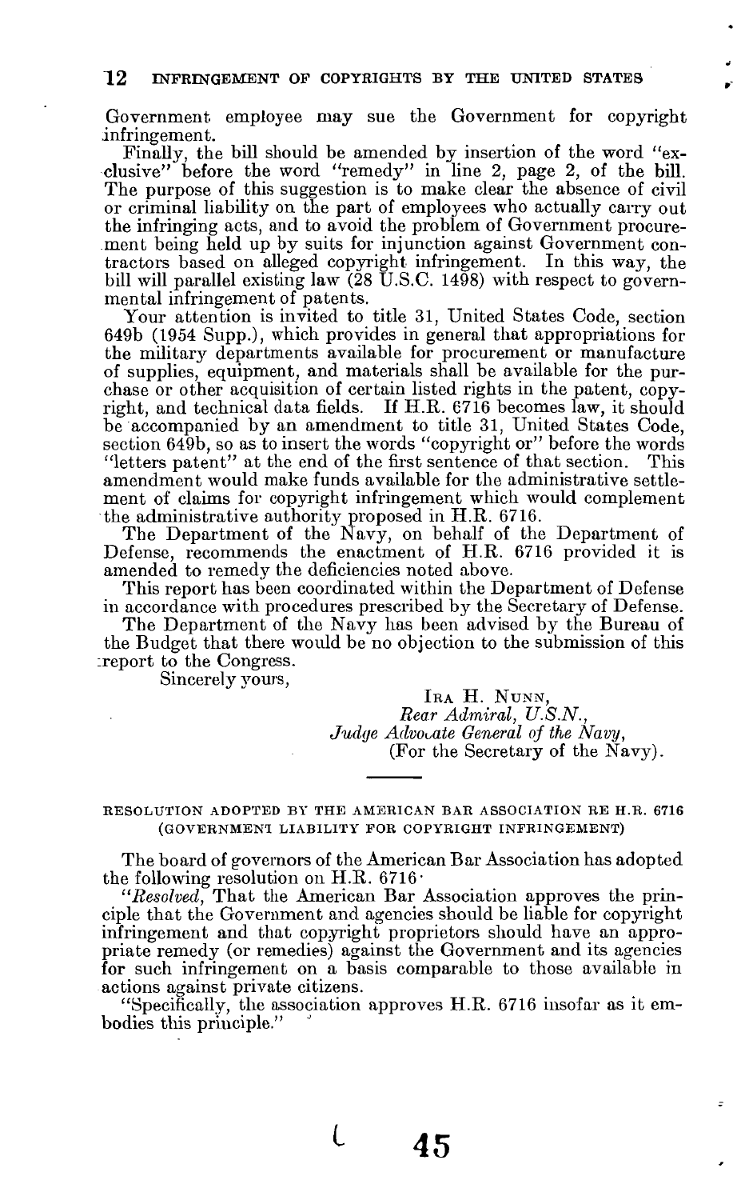Government employee may sue the Government for copyright infringement.

Finally, the bill should be amended by insertion of the word "exclusive" before the word "remedy" in line 2, page 2, of the bill. The purpose of this suggestion is to make clear the absence of civil or criminal liability on the part of employees who actually carry out the infringing acts, and to avoid the problem of Government procurement being held up by suits for injunction against Government contractors based on alleged copyright infringement. In this way, the bill will parallel existing law (28 U.S.C. 1498) with respect to governmental infringement of patents.

Your attention is invited to title 31, United States Code, section 649b (1954 Supp.), which provides in general that appropriations for the military departments available for procurement or manufacture of supplies, equipment, and materials shall be available for the purchase or other acquisition of certain listed rights in the patent, copyright, and technical data fields. If H.R. 6716 becomes law, it should be accompanied by an amendment to title 31, United States Code, section 649b, so as to insert the words "copyright or" before the words "letters patent" at the end of the first sentence of that section. This amendment would make funds available for the administrative settlement of claims for copyright infringement which would complement the administrative authority proposed in H.R. 6716.

The Department of the Navy, on behalf of the Department of Defense, recommends the enactment of H.R. 6716 provided it is amended to remedy the deficiencies noted above.

This report has been coordinated within the Department of Defense in accordance with procedures prescribed by the Secretary of Defense.

The Department of the Navy has been advised by the Bureau of the Budget that there would be no objection to the submission of this report to the Congress.

Sincerely yours,

IRA H. NUNN,
*Rear Admiral, U.S.N.,*
*Judge Advocate General of the Navy,*
(For the Secretary of the Navy).

---

RESOLUTION ADOPTED BY THE AMERICAN BAR ASSOCIATION RE H.R. 6716 (GOVERNMENT LIABILITY FOR COPYRIGHT INFRINGEMENT)

The board of governors of the American Bar Association has adopted the following resolution on H.R. 6716:

"*Resolved,* That the American Bar Association approves the principle that the Government and agencies should be liable for copyright infringement and that copyright proprietors should have an appropriate remedy (or remedies) against the Government and its agencies for such infringement on a basis comparable to those available in actions against private citizens.

"Specifically, the association approves H.R. 6716 insofar as it embodies this principle."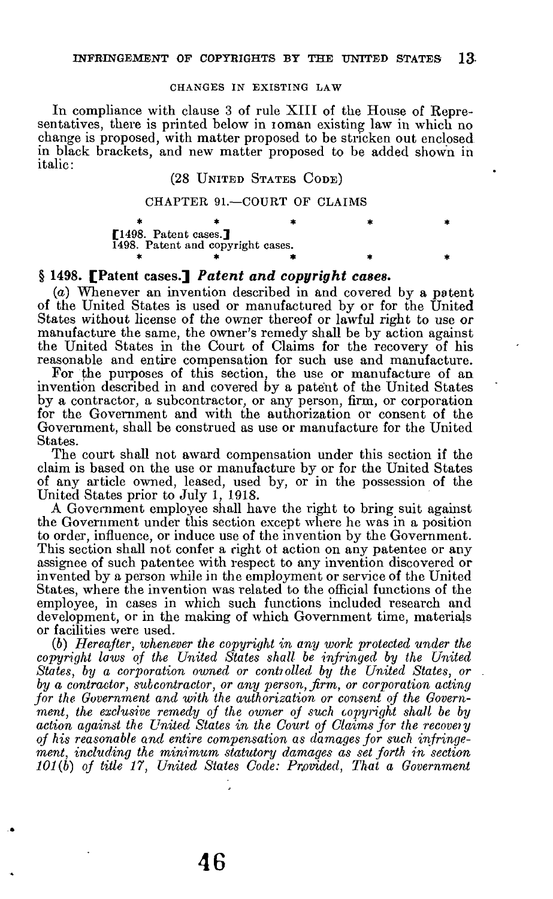CHANGES IN EXISTING LAW

In compliance with clause 3 of rule XIII of the House of Representatives, there is printed below in roman existing law in which no change is proposed, with matter proposed to be stricken out enclosed in black brackets, and new matter proposed to be added shown in italic:

(28 UNITED STATES CODE)

CHAPTER 91.—COURT OF CLAIMS

\* \* \* \* \*

[1498. Patent cases.]
1498. Patent and copyright cases.

\* \* \* \* \*

### § 1498. [Patent cases.] *Patent and copyright cases.*

(*a*) Whenever an invention described in and covered by a patent of the United States is used or manufactured by or for the United States without license of the owner thereof or lawful right to use or manufacture the same, the owner's remedy shall be by action against the United States in the Court of Claims for the recovery of his reasonable and entire compensation for such use and manufacture.

For the purposes of this section, the use or manufacture of an invention described in and covered by a patent of the United States by a contractor, a subcontractor, or any person, firm, or corporation for the Government and with the authorization or consent of the Government, shall be construed as use or manufacture for the United States.

The court shall not award compensation under this section if the claim is based on the use or manufacture by or for the United States of any article owned, leased, used by, or in the possession of the United States prior to July 1, 1918.

A Government employee shall have the right to bring suit against the Government under this section except where he was in a position to order, influence, or induce use of the invention by the Government. This section shall not confer a right of action on any patentee or any assignee of such patentee with respect to any invention discovered or invented by a person while in the employment or service of the United States, where the invention was related to the official functions of the employee, in cases in which such functions included research and development, or in the making of which Government time, materials or facilities were used.

(*b*) *Hereafter, whenever the copyright in any work protected under the copyright laws of the United States shall be infringed by the United States, by a corporation owned or controlled by the United States, or by a contractor, subcontractor, or any person, firm, or corporation acting for the Government and with the authorization or consent of the Government, the exclusive remedy of the owner of such copyright shall be by action against the United States in the Court of Claims for the recovery of his reasonable and entire compensation as damages for such infringement, including the minimum statutory damages as set forth in section 101(b) of title 17, United States Code: Provided, That a Government*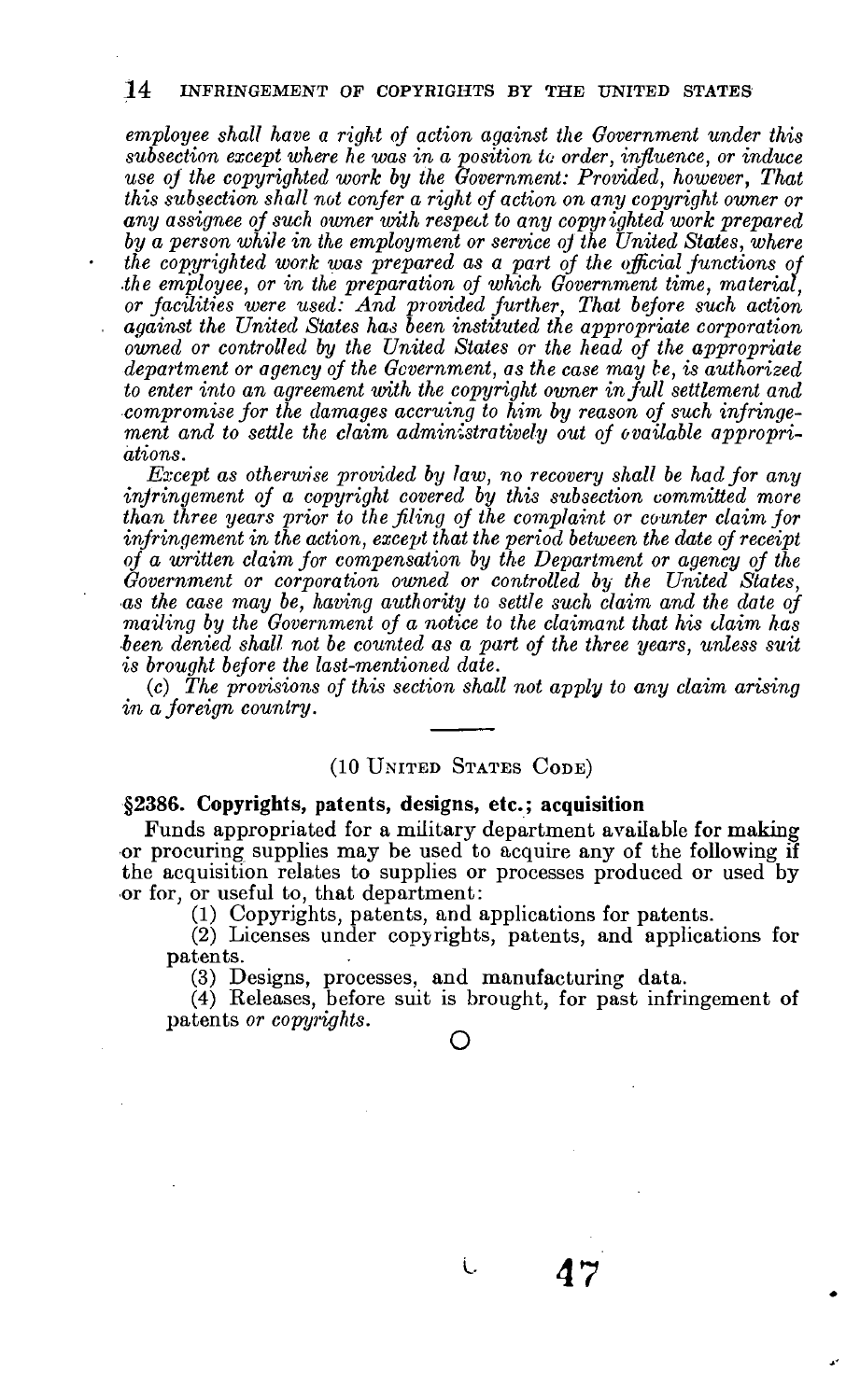*employee shall have a right of action against the Government under this subsection except where he was in a position to order, influence, or induce use of the copyrighted work by the Government: Provided, however, That this subsection shall not confer a right of action on any copyright owner or any assignee of such owner with respect to any copyrighted work prepared by a person while in the employment or service of the United States, where the copyrighted work was prepared as a part of the official functions of the employee, or in the preparation of which Government time, material, or facilities were used: And provided further, That before such action against the United States has been instituted the appropriate corporation owned or controlled by the United States or the head of the appropriate department or agency of the Government, as the case may be, is authorized to enter into an agreement with the copyright owner in full settlement and compromise for the damages accruing to him by reason of such infringement and to settle the claim administratively out of available appropriations.*

*Except as otherwise provided by law, no recovery shall be had for any infringement of a copyright covered by this subsection committed more than three years prior to the filing of the complaint or counter claim for infringement in the action, except that the period between the date of receipt of a written claim for compensation by the Department or agency of the Government or corporation owned or controlled by the United States, as the case may be, having authority to settle such claim and the date of mailing by the Government of a notice to the claimant that his claim has been denied shall not be counted as a part of the three years, unless suit is brought before the last-mentioned date.*

*(c) The provisions of this section shall not apply to any claim arising in a foreign country.*

---

(10 United States Code)

**§2386. Copyrights, patents, designs, etc.; acquisition**

Funds appropriated for a military department available for making or procuring supplies may be used to acquire any of the following if the acquisition relates to supplies or processes produced or used by or for, or useful to, that department:

(1) Copyrights, patents, and applications for patents.

(2) Licenses under copyrights, patents, and applications for patents.

(3) Designs, processes, and manufacturing data.

(4) Releases, before suit is brought, for past infringement of patents *or copyrights.*

O